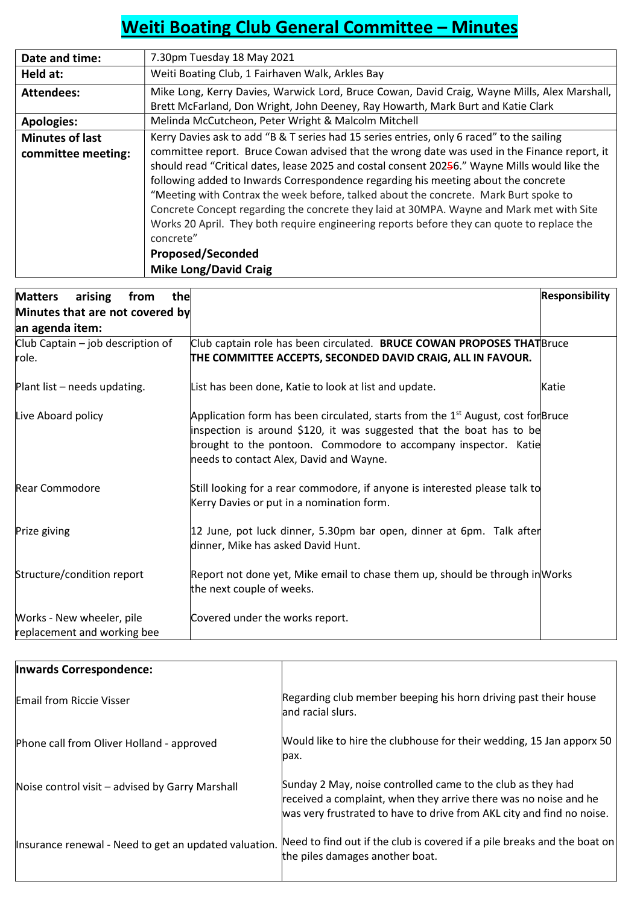# Weiti Boating Club General Committee – Minutes

| | |
|---|---|
| **Date and time:** | 7.30pm Tuesday 18 May 2021 |
| **Held at:** | Weiti Boating Club, 1 Fairhaven Walk, Arkles Bay |
| **Attendees:** | Mike Long, Kerry Davies, Warwick Lord, Bruce Cowan, David Craig, Wayne Mills, Alex Marshall, Brett McFarland, Don Wright, John Deeney, Ray Howarth, Mark Burt and Katie Clark |
| **Apologies:** | Melinda McCutcheon, Peter Wright & Malcolm Mitchell |
| **Minutes of last committee meeting:** | Kerry Davies ask to add "B & T series had 15 series entries, only 6 raced" to the sailing committee report. Bruce Cowan advised that the wrong date was used in the Finance report, it should read "Critical dates, lease 2025 and costal consent 20256." Wayne Mills would like the following added to Inwards Correspondence regarding his meeting about the concrete "Meeting with Contrax the week before, talked about the concrete. Mark Burt spoke to Concrete Concept regarding the concrete they laid at 30MPA. Wayne and Mark met with Site Works 20 April. They both require engineering reports before they can quote to replace the concrete"<br>**Proposed/Seconded**<br>**Mike Long/David Craig** |

| **Matters arising from the Minutes that are not covered by an agenda item:** | | **Responsibility** |
|---|---|---|
| Club Captain – job description of role. | Club captain role has been circulated. **BRUCE COWAN PROPOSES THAT THE COMMITTEE ACCEPTS, SECONDED DAVID CRAIG, ALL IN FAVOUR.** | Bruce |
| Plant list – needs updating. | List has been done, Katie to look at list and update. | Katie |
| Live Aboard policy | Application form has been circulated, starts from the 1st August, cost for inspection is around $120, it was suggested that the boat has to be brought to the pontoon. Commodore to accompany inspector. Katie needs to contact Alex, David and Wayne. | Bruce |
| Rear Commodore | Still looking for a rear commodore, if anyone is interested please talk to Kerry Davies or put in a nomination form. | |
| Prize giving | 12 June, pot luck dinner, 5.30pm bar open, dinner at 6pm. Talk after dinner, Mike has asked David Hunt. | |
| Structure/condition report | Report not done yet, Mike email to chase them up, should be through in the next couple of weeks. | Works |
| Works - New wheeler, pile replacement and working bee | Covered under the works report. | |

| **Inwards Correspondence:** | |
|---|---|
| Email from Riccie Visser | Regarding club member beeping his horn driving past their house and racial slurs. |
| Phone call from Oliver Holland - approved | Would like to hire the clubhouse for their wedding, 15 Jan apporx 50 pax. |
| Noise control visit – advised by Garry Marshall | Sunday 2 May, noise controlled came to the club as they had received a complaint, when they arrive there was no noise and he was very frustrated to have to drive from AKL city and find no noise. |
| Insurance renewal - Need to get an updated valuation. | Need to find out if the club is covered if a pile breaks and the boat on the piles damages another boat. |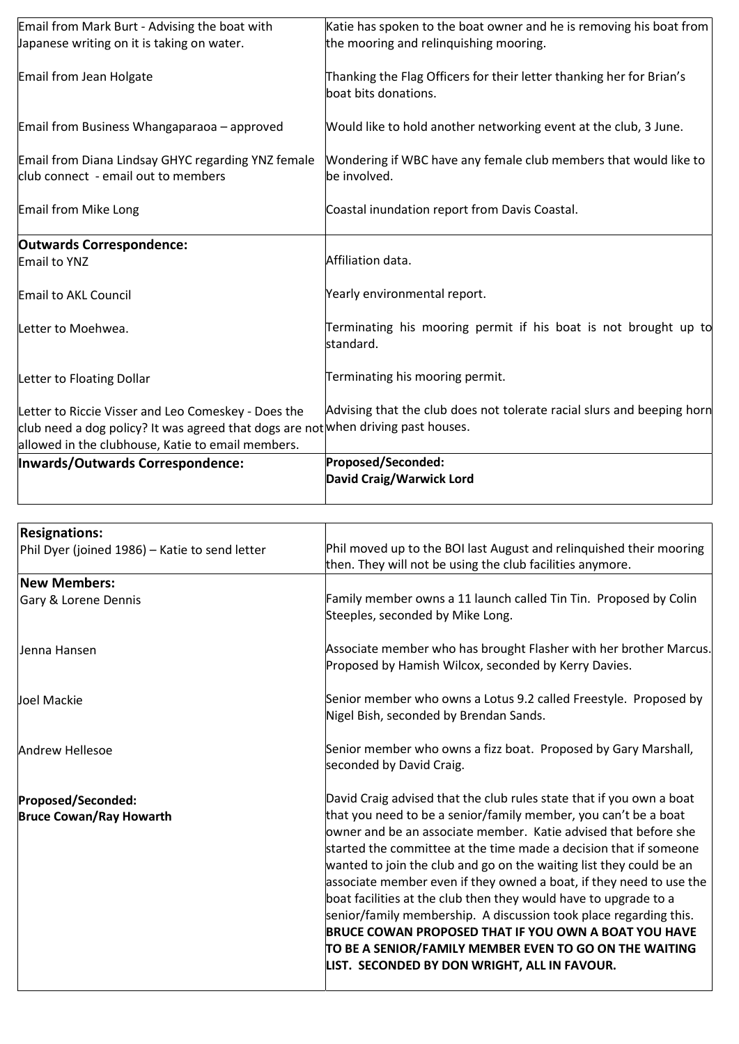| | |
|---|---|
| Email from Mark Burt - Advising the boat with Japanese writing on it is taking on water. | Katie has spoken to the boat owner and he is removing his boat from the mooring and relinquishing mooring. |
| Email from Jean Holgate | Thanking the Flag Officers for their letter thanking her for Brian's boat bits donations. |
| Email from Business Whangaparaoa – approved | Would like to hold another networking event at the club, 3 June. |
| Email from Diana Lindsay GHYC regarding YNZ female club connect - email out to members | Wondering if WBC have any female club members that would like to be involved. |
| Email from Mike Long | Coastal inundation report from Davis Coastal. |
| **Outwards Correspondence:** | |
| Email to YNZ | Affiliation data. |
| Email to AKL Council | Yearly environmental report. |
| Letter to Moehwea. | Terminating his mooring permit if his boat is not brought up to standard. |
| Letter to Floating Dollar | Terminating his mooring permit. |
| Letter to Riccie Visser and Leo Comeskey - Does the club need a dog policy? It was agreed that dogs are not allowed in the clubhouse, Katie to email members. | Advising that the club does not tolerate racial slurs and beeping horn when driving past houses. |
| **Inwards/Outwards Correspondence:** | **Proposed/Seconded:** **David Craig/Warwick Lord** |

| | |
|---|---|
| **Resignations:** | |
| Phil Dyer (joined 1986) – Katie to send letter | Phil moved up to the BOI last August and relinquished their mooring then. They will not be using the club facilities anymore. |
| **New Members:** | |
| Gary & Lorene Dennis | Family member owns a 11 launch called Tin Tin. Proposed by Colin Steeples, seconded by Mike Long. |
| Jenna Hansen | Associate member who has brought Flasher with her brother Marcus. Proposed by Hamish Wilcox, seconded by Kerry Davies. |
| Joel Mackie | Senior member who owns a Lotus 9.2 called Freestyle. Proposed by Nigel Bish, seconded by Brendan Sands. |
| Andrew Hellesoe | Senior member who owns a fizz boat. Proposed by Gary Marshall, seconded by David Craig. |
| **Proposed/Seconded:** **Bruce Cowan/Ray Howarth** | David Craig advised that the club rules state that if you own a boat that you need to be a senior/family member, you can't be a boat owner and be an associate member. Katie advised that before she started the committee at the time made a decision that if someone wanted to join the club and go on the waiting list they could be an associate member even if they owned a boat, if they need to use the boat facilities at the club then they would have to upgrade to a senior/family membership. A discussion took place regarding this. **BRUCE COWAN PROPOSED THAT IF YOU OWN A BOAT YOU HAVE TO BE A SENIOR/FAMILY MEMBER EVEN TO GO ON THE WAITING LIST. SECONDED BY DON WRIGHT, ALL IN FAVOUR.** |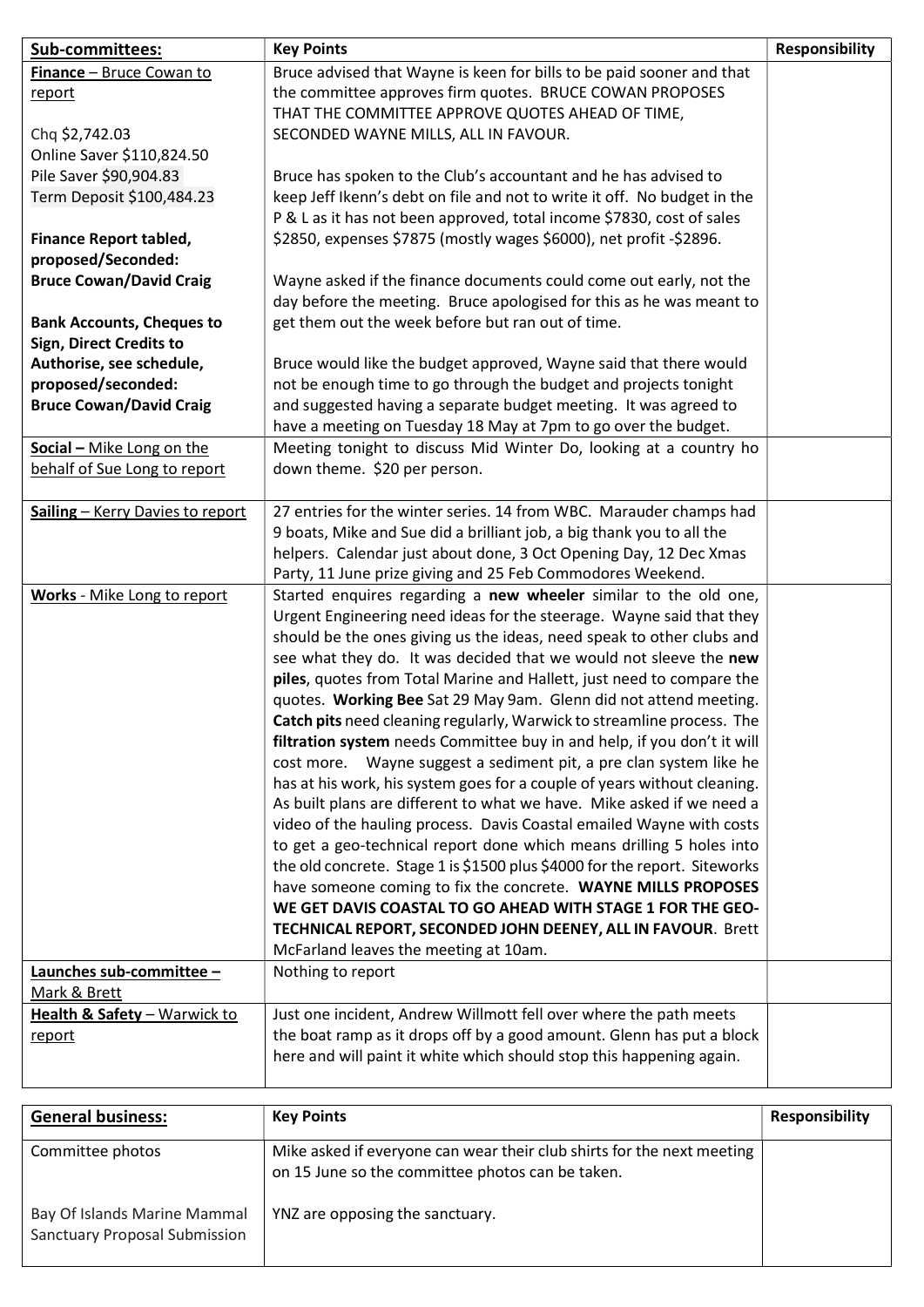| **Sub-committees:** | **Key Points** | **Responsibility** |
| --- | --- | --- |
| **Finance** – Bruce Cowan to report<br><br>Chq $2,742.03<br>Online Saver $110,824.50<br>Pile Saver $90,904.83<br>Term Deposit $100,484.23<br><br>**Finance Report tabled, proposed/Seconded: Bruce Cowan/David Craig**<br><br>**Bank Accounts, Cheques to Sign, Direct Credits to Authorise, see schedule, proposed/seconded: Bruce Cowan/David Craig** | Bruce advised that Wayne is keen for bills to be paid sooner and that the committee approves firm quotes. BRUCE COWAN PROPOSES THAT THE COMMITTEE APPROVE QUOTES AHEAD OF TIME, SECONDED WAYNE MILLS, ALL IN FAVOUR.<br><br>Bruce has spoken to the Club's accountant and he has advised to keep Jeff Ikenn's debt on file and not to write it off. No budget in the P & L as it has not been approved, total income $7830, cost of sales $2850, expenses $7875 (mostly wages $6000), net profit -$2896.<br><br>Wayne asked if the finance documents could come out early, not the day before the meeting. Bruce apologised for this as he was meant to get them out the week before but ran out of time.<br><br>Bruce would like the budget approved, Wayne said that there would not be enough time to go through the budget and projects tonight and suggested having a separate budget meeting. It was agreed to have a meeting on Tuesday 18 May at 7pm to go over the budget. | |
| **Social** – Mike Long on the behalf of Sue Long to report | Meeting tonight to discuss Mid Winter Do, looking at a country ho down theme. $20 per person. | |
| **Sailing** – Kerry Davies to report | 27 entries for the winter series. 14 from WBC. Marauder champs had 9 boats, Mike and Sue did a brilliant job, a big thank you to all the helpers. Calendar just about done, 3 Oct Opening Day, 12 Dec Xmas Party, 11 June prize giving and 25 Feb Commodores Weekend. | |
| **Works** - Mike Long to report | Started enquires regarding a **new wheeler** similar to the old one, Urgent Engineering need ideas for the steerage. Wayne said that they should be the ones giving us the ideas, need speak to other clubs and see what they do. It was decided that we would not sleeve the **new piles**, quotes from Total Marine and Hallett, just need to compare the quotes. **Working Bee** Sat 29 May 9am. Glenn did not attend meeting. **Catch pits** need cleaning regularly, Warwick to streamline process. The **filtration system** needs Committee buy in and help, if you don't it will cost more. Wayne suggest a sediment pit, a pre clan system like he has at his work, his system goes for a couple of years without cleaning. As built plans are different to what we have. Mike asked if we need a video of the hauling process. Davis Coastal emailed Wayne with costs to get a geo-technical report done which means drilling 5 holes into the old concrete. Stage 1 is $1500 plus $4000 for the report. Siteworks have someone coming to fix the concrete. **WAYNE MILLS PROPOSES WE GET DAVIS COASTAL TO GO AHEAD WITH STAGE 1 FOR THE GEO-TECHNICAL REPORT, SECONDED JOHN DEENEY, ALL IN FAVOUR**. Brett McFarland leaves the meeting at 10am. | |
| **Launches sub-committee** – Mark & Brett | Nothing to report | |
| **Health & Safety** – Warwick to report | Just one incident, Andrew Willmott fell over where the path meets the boat ramp as it drops off by a good amount. Glenn has put a block here and will paint it white which should stop this happening again. | |

| **General business:** | **Key Points** | **Responsibility** |
| --- | --- | --- |
| Committee photos | Mike asked if everyone can wear their club shirts for the next meeting on 15 June so the committee photos can be taken. | |
| Bay Of Islands Marine Mammal Sanctuary Proposal Submission | YNZ are opposing the sanctuary. | |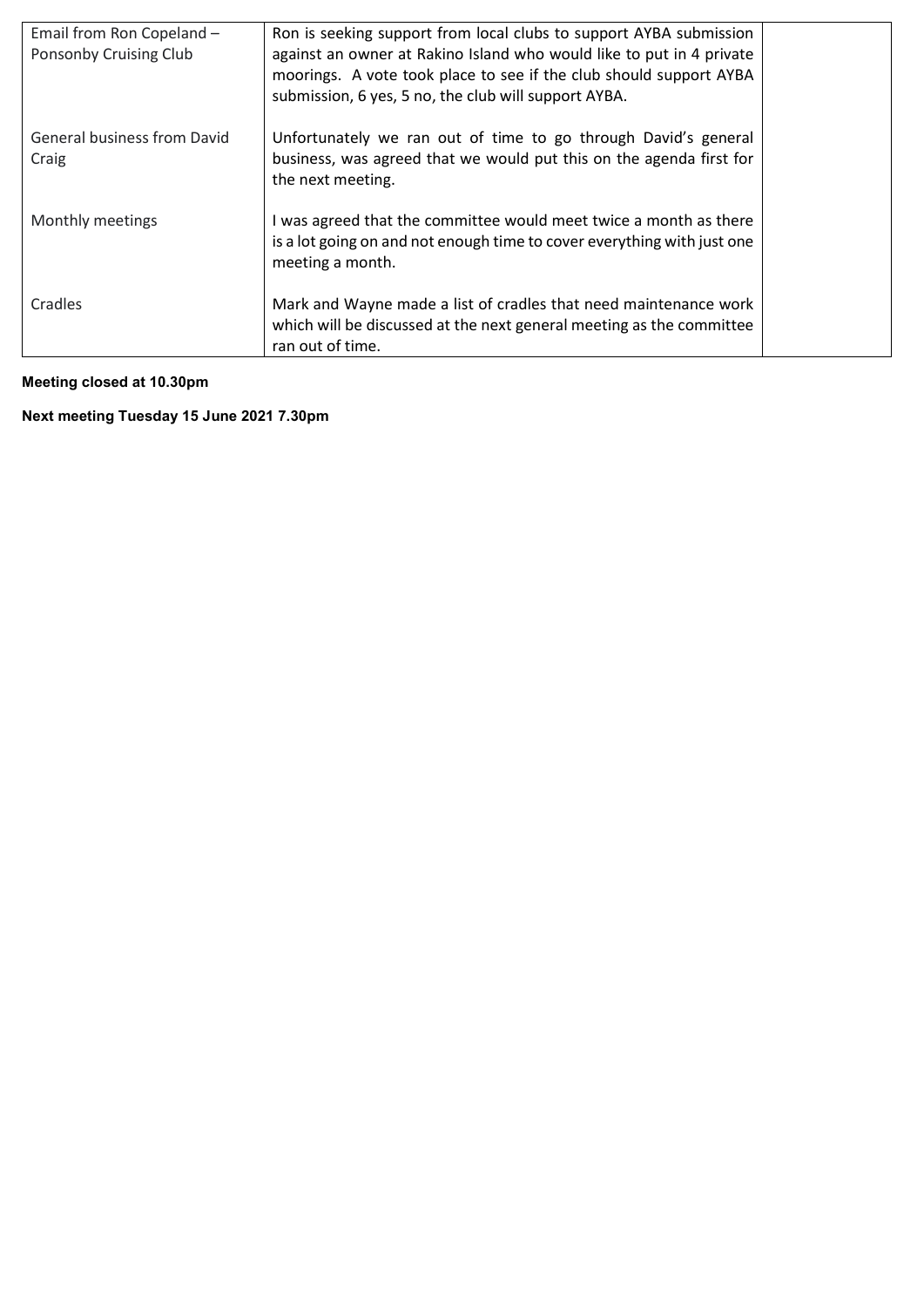| | | |
|---|---|---|
| Email from Ron Copeland – Ponsonby Cruising Club | Ron is seeking support from local clubs to support AYBA submission against an owner at Rakino Island who would like to put in 4 private moorings. A vote took place to see if the club should support AYBA submission, 6 yes, 5 no, the club will support AYBA. | |
| General business from David Craig | Unfortunately we ran out of time to go through David's general business, was agreed that we would put this on the agenda first for the next meeting. | |
| Monthly meetings | I was agreed that the committee would meet twice a month as there is a lot going on and not enough time to cover everything with just one meeting a month. | |
| Cradles | Mark and Wayne made a list of cradles that need maintenance work which will be discussed at the next general meeting as the committee ran out of time. | |

**Meeting closed at 10.30pm**

**Next meeting Tuesday 15 June 2021 7.30pm**